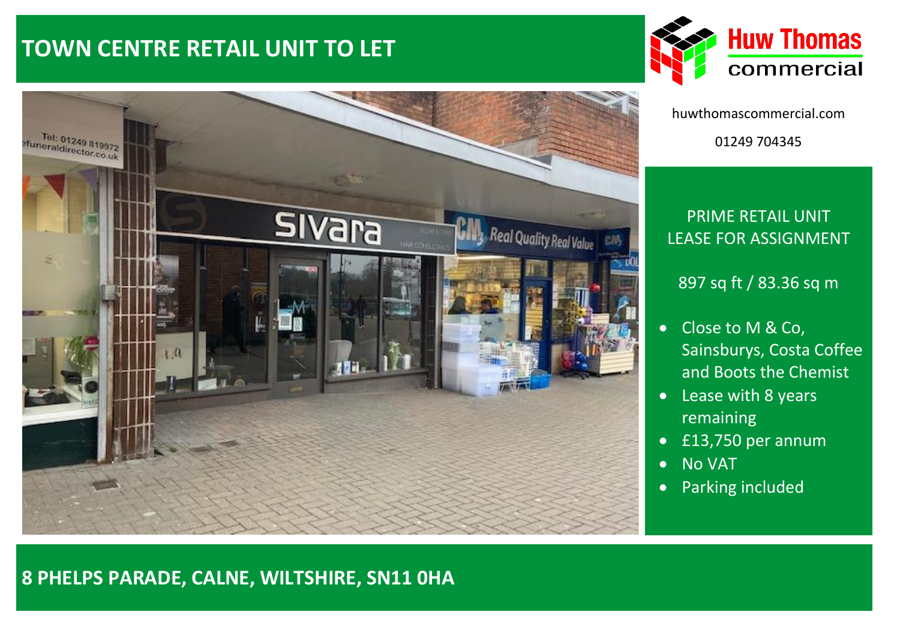# TOWN CENTRE RETAIL UNIT TO LET

**Huw Thomas commercial**

huwthomascommercial.com

01249 704345

PRIME RETAIL UNIT
LEASE FOR ASSIGNMENT

897 sq ft / 83.36 sq m

- Close to M & Co, Sainsburys, Costa Coffee and Boots the Chemist
- Lease with 8 years remaining
- £13,750 per annum
- No VAT
- Parking included

## 8 PHELPS PARADE, CALNE, WILTSHIRE, SN11 0HA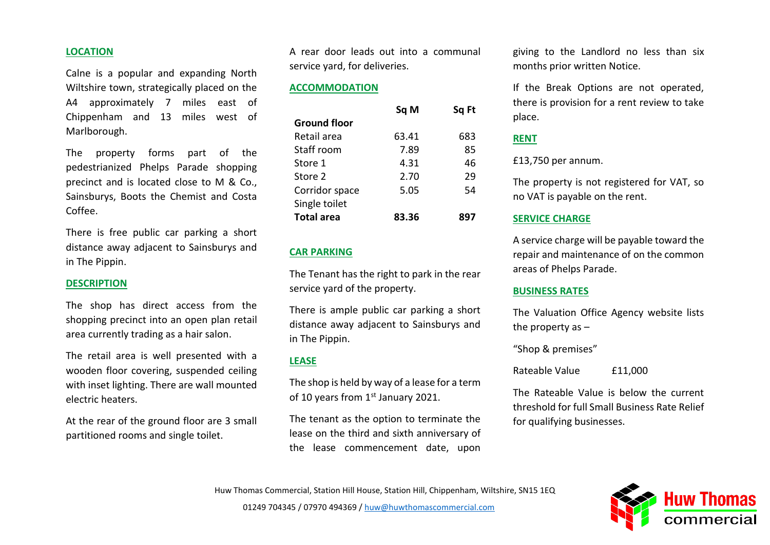## LOCATION

Calne is a popular and expanding North Wiltshire town, strategically placed on the A4 approximately 7 miles east of Chippenham and 13 miles west of Marlborough.

The property forms part of the pedestrianized Phelps Parade shopping precinct and is located close to M & Co., Sainsburys, Boots the Chemist and Costa Coffee.

There is free public car parking a short distance away adjacent to Sainsburys and in The Pippin.

## DESCRIPTION

The shop has direct access from the shopping precinct into an open plan retail area currently trading as a hair salon.

The retail area is well presented with a wooden floor covering, suspended ceiling with inset lighting. There are wall mounted electric heaters.

At the rear of the ground floor are 3 small partitioned rooms and single toilet.

A rear door leads out into a communal service yard, for deliveries.

## ACCOMMODATION

| | Sq M | Sq Ft |
|---|---|---|
| **Ground floor** | | |
| Retail area | 63.41 | 683 |
| Staff room | 7.89 | 85 |
| Store 1 | 4.31 | 46 |
| Store 2 | 2.70 | 29 |
| Corridor space | 5.05 | 54 |
| Single toilet | | |
| **Total area** | **83.36** | **897** |

## CAR PARKING

The Tenant has the right to park in the rear service yard of the property.

There is ample public car parking a short distance away adjacent to Sainsburys and in The Pippin.

## LEASE

The shop is held by way of a lease for a term of 10 years from 1st January 2021.

The tenant as the option to terminate the lease on the third and sixth anniversary of the lease commencement date, upon giving to the Landlord no less than six months prior written Notice.

If the Break Options are not operated, there is provision for a rent review to take place.

## RENT

£13,750 per annum.

The property is not registered for VAT, so no VAT is payable on the rent.

## SERVICE CHARGE

A service charge will be payable toward the repair and maintenance of on the common areas of Phelps Parade.

## BUSINESS RATES

The Valuation Office Agency website lists the property as –

"Shop & premises"

Rateable Value £11,000

The Rateable Value is below the current threshold for full Small Business Rate Relief for qualifying businesses.

Huw Thomas Commercial, Station Hill House, Station Hill, Chippenham, Wiltshire, SN15 1EQ

01249 704345 / 07970 494369 / huw@huwthomascommercial.com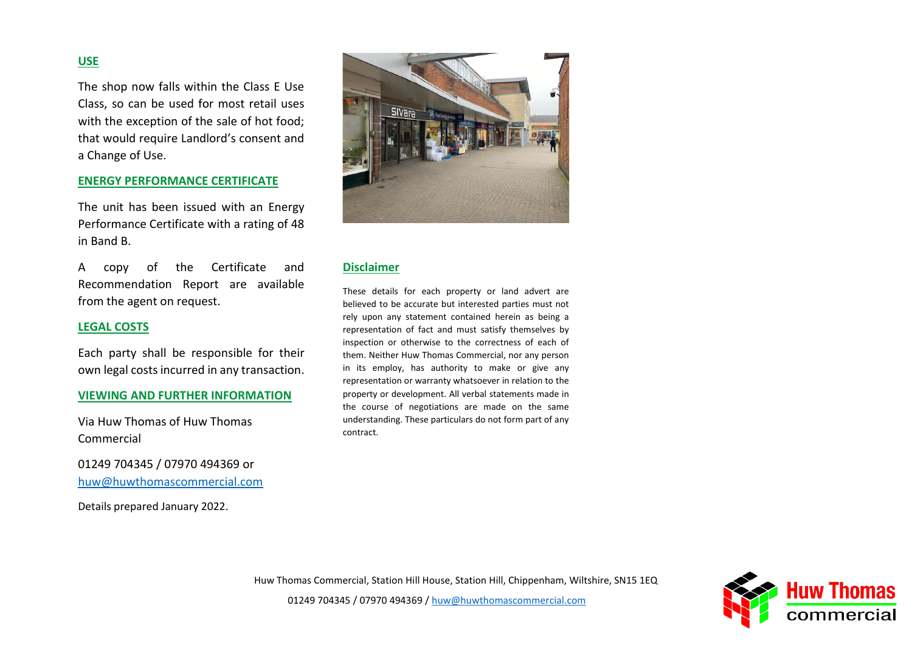## USE

The shop now falls within the Class E Use Class, so can be used for most retail uses with the exception of the sale of hot food; that would require Landlord's consent and a Change of Use.

## ENERGY PERFORMANCE CERTIFICATE

The unit has been issued with an Energy Performance Certificate with a rating of 48 in Band B.

A copy of the Certificate and Recommendation Report are available from the agent on request.

## LEGAL COSTS

Each party shall be responsible for their own legal costs incurred in any transaction.

## VIEWING AND FURTHER INFORMATION

Via Huw Thomas of Huw Thomas Commercial

01249 704345 / 07970 494369 or huw@huwthomascommercial.com

Details prepared January 2022.

## Disclaimer

These details for each property or land advert are believed to be accurate but interested parties must not rely upon any statement contained herein as being a representation of fact and must satisfy themselves by inspection or otherwise to the correctness of each of them. Neither Huw Thomas Commercial, nor any person in its employ, has authority to make or give any representation or warranty whatsoever in relation to the property or development. All verbal statements made in the course of negotiations are made on the same understanding. These particulars do not form part of any contract.

Huw Thomas Commercial, Station Hill House, Station Hill, Chippenham, Wiltshire, SN15 1EQ

01249 704345 / 07970 494369 / huw@huwthomascommercial.com